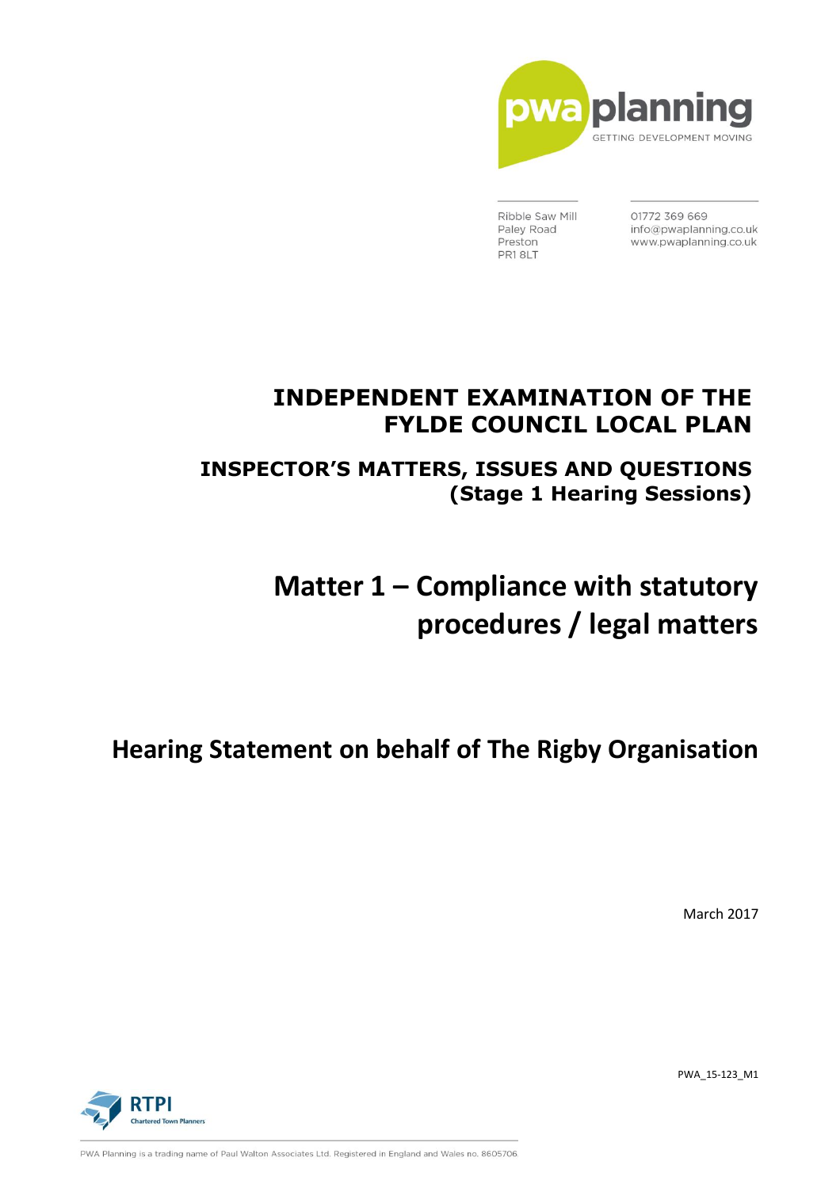pwa planning

GETTING DEVELOPMENT MOVING

Ribble Saw Mill
Paley Road
Preston
PR1 8LT

01772 369 669
info@pwaplanning.co.uk
www.pwaplanning.co.uk

# INDEPENDENT EXAMINATION OF THE FYLDE COUNCIL LOCAL PLAN

## INSPECTOR'S MATTERS, ISSUES AND QUESTIONS (Stage 1 Hearing Sessions)

# Matter 1 – Compliance with statutory procedures / legal matters

## Hearing Statement on behalf of The Rigby Organisation

March 2017

PWA_15-123_M1

RTPI
Chartered Town Planners

PWA Planning is a trading name of Paul Walton Associates Ltd. Registered in England and Wales no. 8605706.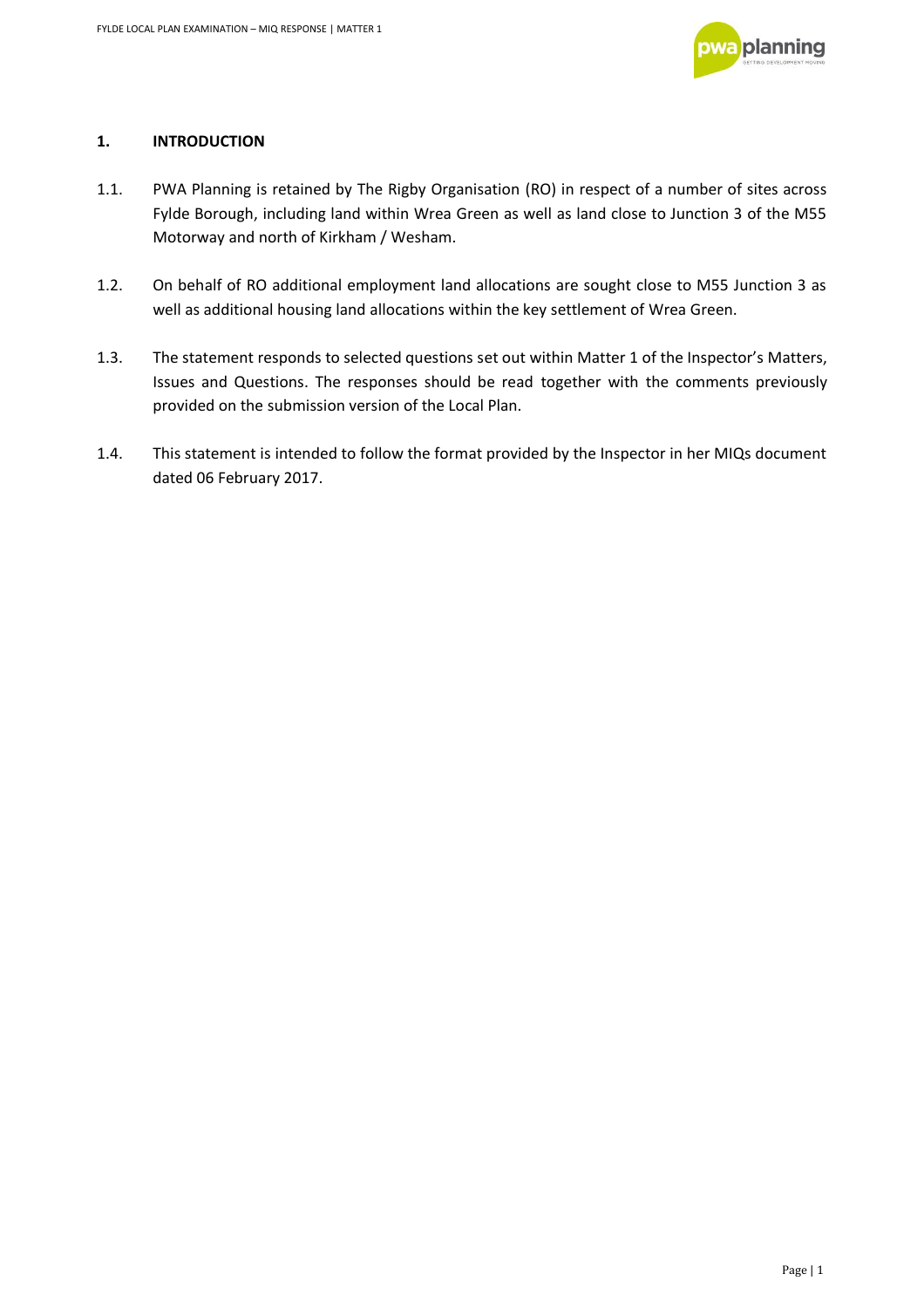## 1. INTRODUCTION

1.1. PWA Planning is retained by The Rigby Organisation (RO) in respect of a number of sites across Fylde Borough, including land within Wrea Green as well as land close to Junction 3 of the M55 Motorway and north of Kirkham / Wesham.

1.2. On behalf of RO additional employment land allocations are sought close to M55 Junction 3 as well as additional housing land allocations within the key settlement of Wrea Green.

1.3. The statement responds to selected questions set out within Matter 1 of the Inspector's Matters, Issues and Questions. The responses should be read together with the comments previously provided on the submission version of the Local Plan.

1.4. This statement is intended to follow the format provided by the Inspector in her MIQs document dated 06 February 2017.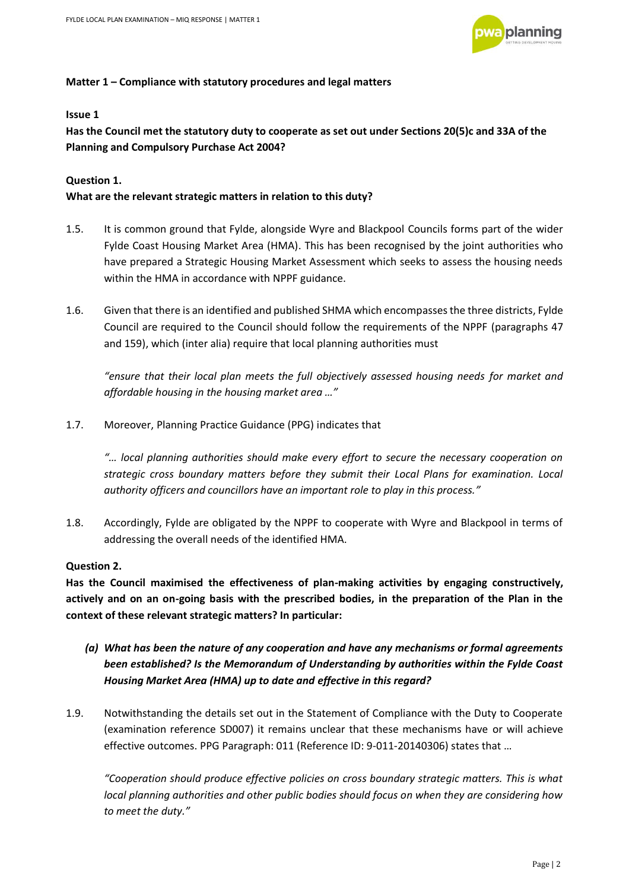**Matter 1 – Compliance with statutory procedures and legal matters**

**Issue 1**

**Has the Council met the statutory duty to cooperate as set out under Sections 20(5)c and 33A of the Planning and Compulsory Purchase Act 2004?**

**Question 1.**

**What are the relevant strategic matters in relation to this duty?**

1.5. It is common ground that Fylde, alongside Wyre and Blackpool Councils forms part of the wider Fylde Coast Housing Market Area (HMA). This has been recognised by the joint authorities who have prepared a Strategic Housing Market Assessment which seeks to assess the housing needs within the HMA in accordance with NPPF guidance.

1.6. Given that there is an identified and published SHMA which encompasses the three districts, Fylde Council are required to the Council should follow the requirements of the NPPF (paragraphs 47 and 159), which (inter alia) require that local planning authorities must

> *"ensure that their local plan meets the full objectively assessed housing needs for market and affordable housing in the housing market area …"*

1.7. Moreover, Planning Practice Guidance (PPG) indicates that

> *"… local planning authorities should make every effort to secure the necessary cooperation on strategic cross boundary matters before they submit their Local Plans for examination. Local authority officers and councillors have an important role to play in this process."*

1.8. Accordingly, Fylde are obligated by the NPPF to cooperate with Wyre and Blackpool in terms of addressing the overall needs of the identified HMA.

**Question 2.**

**Has the Council maximised the effectiveness of plan-making activities by engaging constructively, actively and on an on-going basis with the prescribed bodies, in the preparation of the Plan in the context of these relevant strategic matters? In particular:**

- ***(a) What has been the nature of any cooperation and have any mechanisms or formal agreements been established? Is the Memorandum of Understanding by authorities within the Fylde Coast Housing Market Area (HMA) up to date and effective in this regard?***

1.9. Notwithstanding the details set out in the Statement of Compliance with the Duty to Cooperate (examination reference SD007) it remains unclear that these mechanisms have or will achieve effective outcomes. PPG Paragraph: 011 (Reference ID: 9-011-20140306) states that …

> *"Cooperation should produce effective policies on cross boundary strategic matters. This is what local planning authorities and other public bodies should focus on when they are considering how to meet the duty."*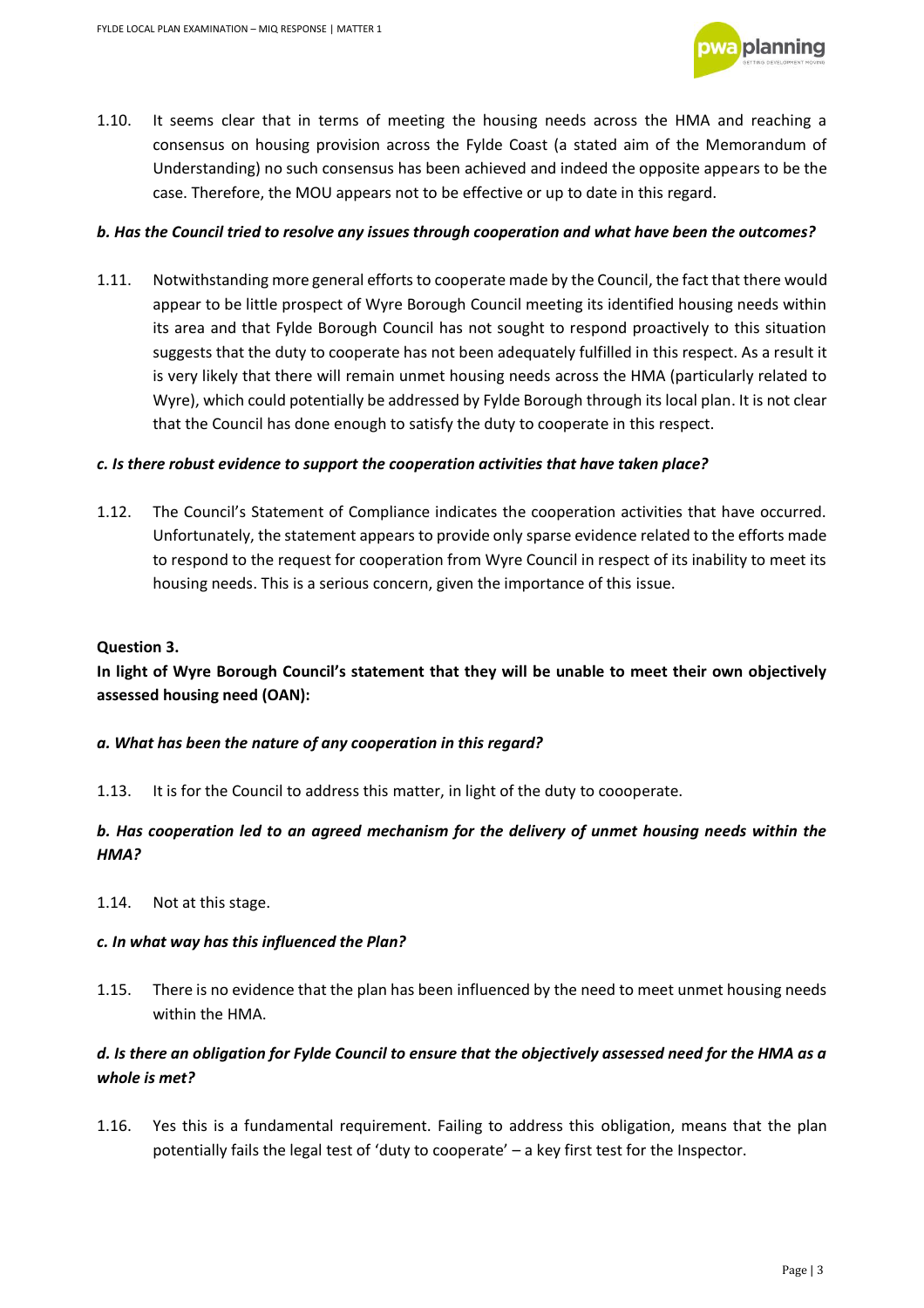1.10. It seems clear that in terms of meeting the housing needs across the HMA and reaching a consensus on housing provision across the Fylde Coast (a stated aim of the Memorandum of Understanding) no such consensus has been achieved and indeed the opposite appears to be the case. Therefore, the MOU appears not to be effective or up to date in this regard.

***b. Has the Council tried to resolve any issues through cooperation and what have been the outcomes?***

1.11. Notwithstanding more general efforts to cooperate made by the Council, the fact that there would appear to be little prospect of Wyre Borough Council meeting its identified housing needs within its area and that Fylde Borough Council has not sought to respond proactively to this situation suggests that the duty to cooperate has not been adequately fulfilled in this respect. As a result it is very likely that there will remain unmet housing needs across the HMA (particularly related to Wyre), which could potentially be addressed by Fylde Borough through its local plan. It is not clear that the Council has done enough to satisfy the duty to cooperate in this respect.

***c. Is there robust evidence to support the cooperation activities that have taken place?***

1.12. The Council's Statement of Compliance indicates the cooperation activities that have occurred. Unfortunately, the statement appears to provide only sparse evidence related to the efforts made to respond to the request for cooperation from Wyre Council in respect of its inability to meet its housing needs. This is a serious concern, given the importance of this issue.

**Question 3.**

**In light of Wyre Borough Council's statement that they will be unable to meet their own objectively assessed housing need (OAN):**

***a. What has been the nature of any cooperation in this regard?***

1.13. It is for the Council to address this matter, in light of the duty to coooperate.

***b. Has cooperation led to an agreed mechanism for the delivery of unmet housing needs within the HMA?***

1.14. Not at this stage.

***c. In what way has this influenced the Plan?***

1.15. There is no evidence that the plan has been influenced by the need to meet unmet housing needs within the HMA.

***d. Is there an obligation for Fylde Council to ensure that the objectively assessed need for the HMA as a whole is met?***

1.16. Yes this is a fundamental requirement. Failing to address this obligation, means that the plan potentially fails the legal test of 'duty to cooperate' – a key first test for the Inspector.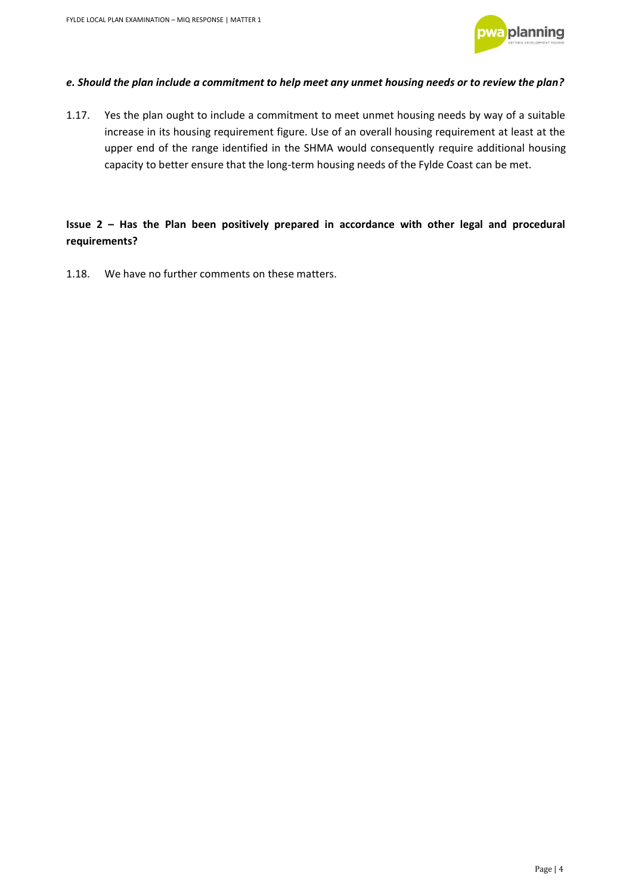***e. Should the plan include a commitment to help meet any unmet housing needs or to review the plan?***

1.17. Yes the plan ought to include a commitment to meet unmet housing needs by way of a suitable increase in its housing requirement figure. Use of an overall housing requirement at least at the upper end of the range identified in the SHMA would consequently require additional housing capacity to better ensure that the long-term housing needs of the Fylde Coast can be met.

**Issue 2 – Has the Plan been positively prepared in accordance with other legal and procedural requirements?**

1.18. We have no further comments on these matters.